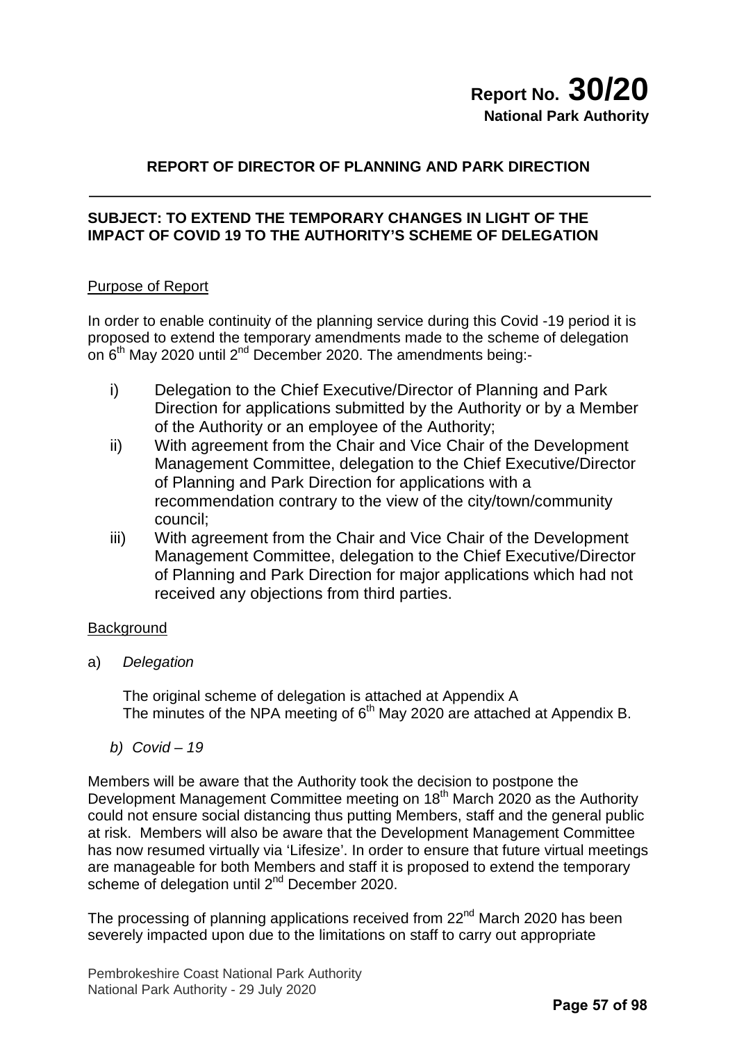# Report No. 30/20

**National Park Authority**

## REPORT OF DIRECTOR OF PLANNING AND PARK DIRECTION

### SUBJECT: TO EXTEND THE TEMPORARY CHANGES IN LIGHT OF THE IMPACT OF COVID 19 TO THE AUTHORITY'S SCHEME OF DELEGATION

Purpose of Report

In order to enable continuity of the planning service during this Covid -19 period it is proposed to extend the temporary amendments made to the scheme of delegation on 6th May 2020 until 2nd December 2020. The amendments being:-

- i) Delegation to the Chief Executive/Director of Planning and Park Direction for applications submitted by the Authority or by a Member of the Authority or an employee of the Authority;
- ii) With agreement from the Chair and Vice Chair of the Development Management Committee, delegation to the Chief Executive/Director of Planning and Park Direction for applications with a recommendation contrary to the view of the city/town/community council;
- iii) With agreement from the Chair and Vice Chair of the Development Management Committee, delegation to the Chief Executive/Director of Planning and Park Direction for major applications which had not received any objections from third parties.

Background

a) *Delegation*

The original scheme of delegation is attached at Appendix A
The minutes of the NPA meeting of 6th May 2020 are attached at Appendix B.

b) *Covid – 19*

Members will be aware that the Authority took the decision to postpone the Development Management Committee meeting on 18th March 2020 as the Authority could not ensure social distancing thus putting Members, staff and the general public at risk. Members will also be aware that the Development Management Committee has now resumed virtually via 'Lifesize'. In order to ensure that future virtual meetings are manageable for both Members and staff it is proposed to extend the temporary scheme of delegation until 2nd December 2020.

The processing of planning applications received from 22nd March 2020 has been severely impacted upon due to the limitations on staff to carry out appropriate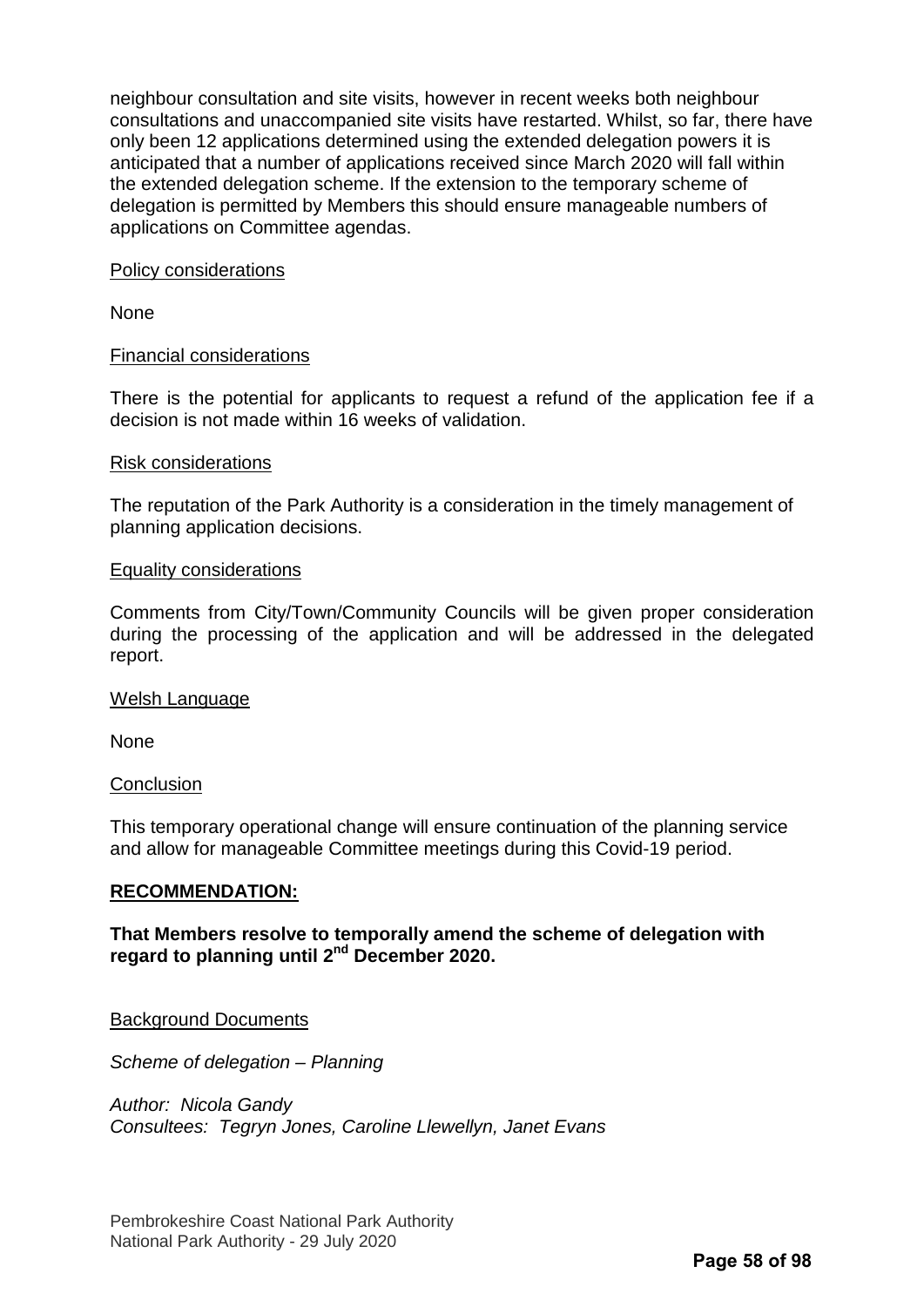neighbour consultation and site visits, however in recent weeks both neighbour consultations and unaccompanied site visits have restarted. Whilst, so far, there have only been 12 applications determined using the extended delegation powers it is anticipated that a number of applications received since March 2020 will fall within the extended delegation scheme. If the extension to the temporary scheme of delegation is permitted by Members this should ensure manageable numbers of applications on Committee agendas.

Policy considerations

None

Financial considerations

There is the potential for applicants to request a refund of the application fee if a decision is not made within 16 weeks of validation.

Risk considerations

The reputation of the Park Authority is a consideration in the timely management of planning application decisions.

Equality considerations

Comments from City/Town/Community Councils will be given proper consideration during the processing of the application and will be addressed in the delegated report.

Welsh Language

None

Conclusion

This temporary operational change will ensure continuation of the planning service and allow for manageable Committee meetings during this Covid-19 period.

**RECOMMENDATION:**

**That Members resolve to temporally amend the scheme of delegation with regard to planning until 2nd December 2020.**

Background Documents

*Scheme of delegation – Planning*

*Author: Nicola Gandy*
*Consultees: Tegryn Jones, Caroline Llewellyn, Janet Evans*